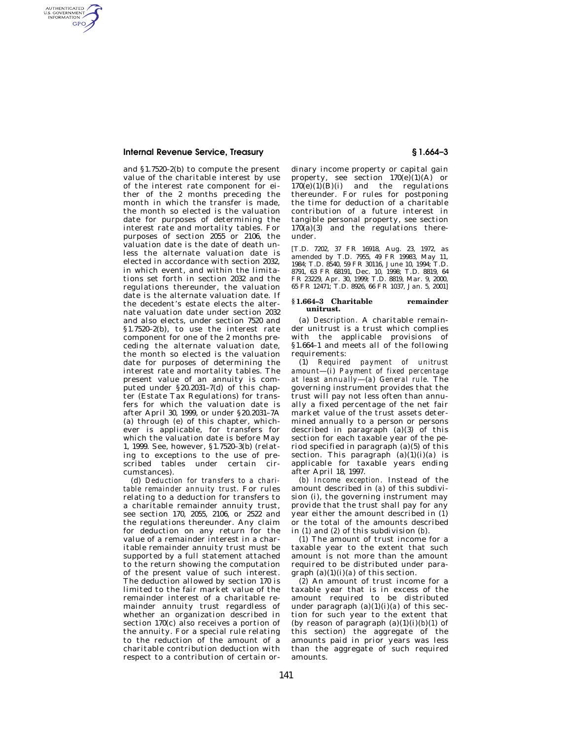and §1.7520-2(b) to compute the present value of the charitable interest by use of the interest rate component for either of the 2 months preceding the month in which the transfer is made, the month so elected is the valuation date for purposes of determining the interest rate and mortality tables. For purposes of section 2055 or 2106, the valuation date is the date of death unless the alternate valuation date is elected in accordance with section 2032, in which event, and within the limitations set forth in section 2032 and the regulations thereunder, the valuation date is the alternate valuation date. If the decedent's estate elects the alternate valuation date under section 2032 and also elects, under section 7520 and §1.7520-2(b), to use the interest rate component for one of the 2 months preceding the alternate valuation date, the month so elected is the valuation date for purposes of determining the interest rate and mortality tables. The present value of an annuity is computed under §20.2031-7(d) of this chapter (Estate Tax Regulations) for transfers for which the valuation date is after April 30, 1999, or under §20.2031-7A (a) through (e) of this chapter, whichever is applicable, for transfers for which the valuation date is before May 1, 1999. See, however, §1.7520-3(b) (relating to exceptions to the use of prescribed tables under certain circumstances).

(d) *Deduction for transfers to a charitable remainder annuity trust.* For rules relating to a deduction for transfers to a charitable remainder annuity trust, see section 170, 2055, 2106, or 2522 and the regulations thereunder. Any claim for deduction on any return for the value of a remainder interest in a charitable remainder annuity trust must be supported by a full statement attached to the return showing the computation of the present value of such interest. The deduction allowed by section 170 is limited to the fair market value of the remainder interest of a charitable remainder annuity trust regardless of whether an organization described in section 170(c) also receives a portion of the annuity. For a special rule relating to the reduction of the amount of a charitable contribution deduction with respect to a contribution of certain ordinary income property or capital gain property, see section 170(e)(1)(A) or 170(e)(1)(B)(i) and the regulations thereunder. For rules for postponing the time for deduction of a charitable contribution of a future interest in tangible personal property, see section 170(a)(3) and the regulations thereunder.

[T.D. 7202, 37 FR 16918, Aug. 23, 1972, as amended by T.D. 7955, 49 FR 19983, May 11, 1984; T.D. 8540, 59 FR 30116, June 10, 1994; T.D. 8791, 63 FR 68191, Dec. 10, 1998; T.D. 8819, 64 FR 23229, Apr. 30, 1999; T.D. 8819, Mar. 9, 2000, 65 FR 12471; T.D. 8926, 66 FR 1037, Jan. 5, 2001]

## §1.664-3 Charitable remainder unitrust.

(a) *Description.* A charitable remainder unitrust is a trust which complies with the applicable provisions of §1.664-1 and meets all of the following requirements:

(1) *Required payment of unitrust amount*—(i) *Payment of fixed percentage at least annually*—(*a*) *General rule.* The governing instrument provides that the trust will pay not less often than annually a fixed percentage of the net fair market value of the trust assets determined annually to a person or persons described in paragraph (a)(3) of this section for each taxable year of the period specified in paragraph (a)(5) of this section. This paragraph (a)(1)(i)(*a*) is applicable for taxable years ending after April 18, 1997.

(*b*) *Income exception.* Instead of the amount described in (*a*) of this subdivision (i), the governing instrument may provide that the trust shall pay for any year either the amount described in (*1*) or the total of the amounts described in (*1*) and (*2*) of this subdivision (*b*).

(*1*) The amount of trust income for a taxable year to the extent that such amount is not more than the amount required to be distributed under paragraph (a)(1)(i)(*a*) of this section.

(*2*) An amount of trust income for a taxable year that is in excess of the amount required to be distributed under paragraph (a)(1)(i)(*a*) of this section for such year to the extent that (by reason of paragraph (a)(1)(i)(*b*)(*1*) of this section) the aggregate of the amounts paid in prior years was less than the aggregate of such required amounts.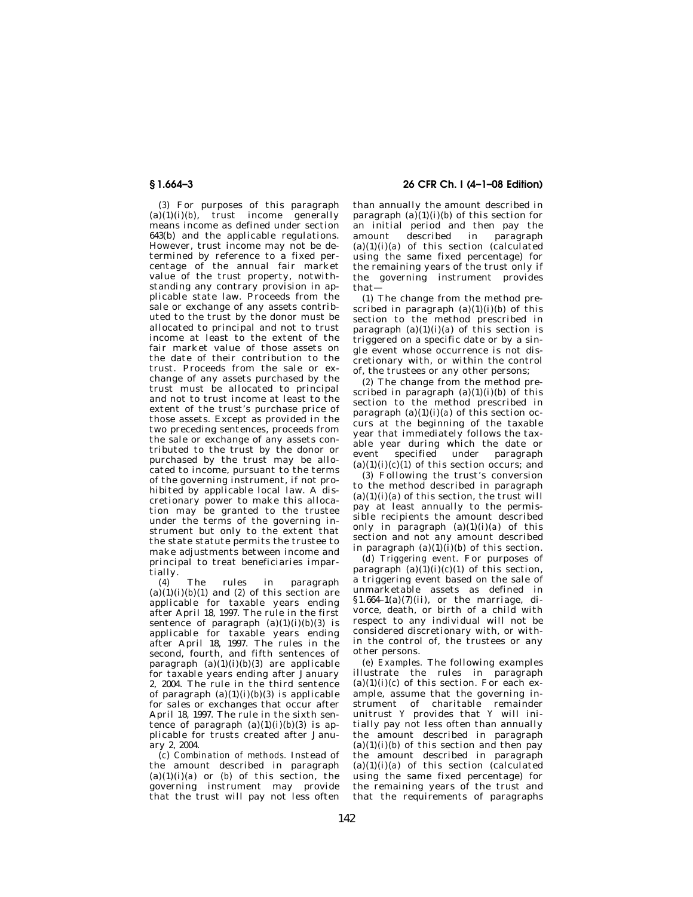(*3*) For purposes of this paragraph (a)(1)(i)(*b*), trust income generally means income as defined under section 643(b) and the applicable regulations. However, trust income may not be determined by reference to a fixed percentage of the annual fair market value of the trust property, notwithstanding any contrary provision in applicable state law. Proceeds from the sale or exchange of any assets contributed to the trust by the donor must be allocated to principal and not to trust income at least to the extent of the fair market value of those assets on the date of their contribution to the trust. Proceeds from the sale or exchange of any assets purchased by the trust must be allocated to principal and not to trust income at least to the extent of the trust's purchase price of those assets. Except as provided in the two preceding sentences, proceeds from the sale or exchange of any assets contributed to the trust by the donor or purchased by the trust may be allocated to income, pursuant to the terms of the governing instrument, if not prohibited by applicable local law. A discretionary power to make this allocation may be granted to the trustee under the terms of the governing instrument but only to the extent that the state statute permits the trustee to make adjustments between income and principal to treat beneficiaries impartially.

(*4*) The rules in paragraph (a)(1)(i)(*b*)(*1*) and (*2*) of this section are applicable for taxable years ending after April 18, 1997. The rule in the first sentence of paragraph (a)(1)(i)(*b*)(*3*) is applicable for taxable years ending after April 18, 1997. The rules in the second, fourth, and fifth sentences of paragraph (a)(1)(i)(*b*)(*3*) are applicable for taxable years ending after January 2, 2004. The rule in the third sentence of paragraph (a)(1)(i)(*b*)(*3*) is applicable for sales or exchanges that occur after April 18, 1997. The rule in the sixth sentence of paragraph (a)(1)(i)(*b*)(*3*) is applicable for trusts created after January 2, 2004.

(*c*) *Combination of methods.* Instead of the amount described in paragraph (a)(1)(i)(*a*) or (*b*) of this section, the governing instrument may provide that the trust will pay not less often than annually the amount described in paragraph (a)(1)(i)(*b*) of this section for an initial period and then pay the amount described in paragraph (a)(1)(i)(*a*) of this section (calculated using the same fixed percentage) for the remaining years of the trust only if the governing instrument provides that—

(*1*) The change from the method prescribed in paragraph (a)(1)(i)(*b*) of this section to the method prescribed in paragraph (a)(1)(i)(*a*) of this section is triggered on a specific date or by a single event whose occurrence is not discretionary with, or within the control of, the trustees or any other persons;

(*2*) The change from the method prescribed in paragraph (a)(1)(i)(*b*) of this section to the method prescribed in paragraph (a)(1)(i)(*a*) of this section occurs at the beginning of the taxable year that immediately follows the taxable year during which the date or event specified under paragraph (a)(1)(i)(*c*)(*1*) of this section occurs; and

(*3*) Following the trust's conversion to the method described in paragraph (a)(1)(i)(*a*) of this section, the trust will pay at least annually to the permissible recipients the amount described only in paragraph (a)(1)(i)(*a*) of this section and not any amount described in paragraph (a)(1)(i)(*b*) of this section.

(*d*) *Triggering event.* For purposes of paragraph (a)(1)(i)(*c*)(*1*) of this section, a triggering event based on the sale of unmarketable assets as defined in §1.664–1(a)(7)(ii), or the marriage, divorce, death, or birth of a child with respect to any individual will not be considered discretionary with, or within the control of, the trustees or any other persons.

(*e*) *Examples.* The following examples illustrate the rules in paragraph (a)(1)(i)(*c*) of this section. For each example, assume that the governing instrument of charitable remainder unitrust *Y* provides that *Y* will initially pay not less often than annually the amount described in paragraph (a)(1)(i)(*b*) of this section and then pay the amount described in paragraph (a)(1)(i)(*a*) of this section (calculated using the same fixed percentage) for the remaining years of the trust and that the requirements of paragraphs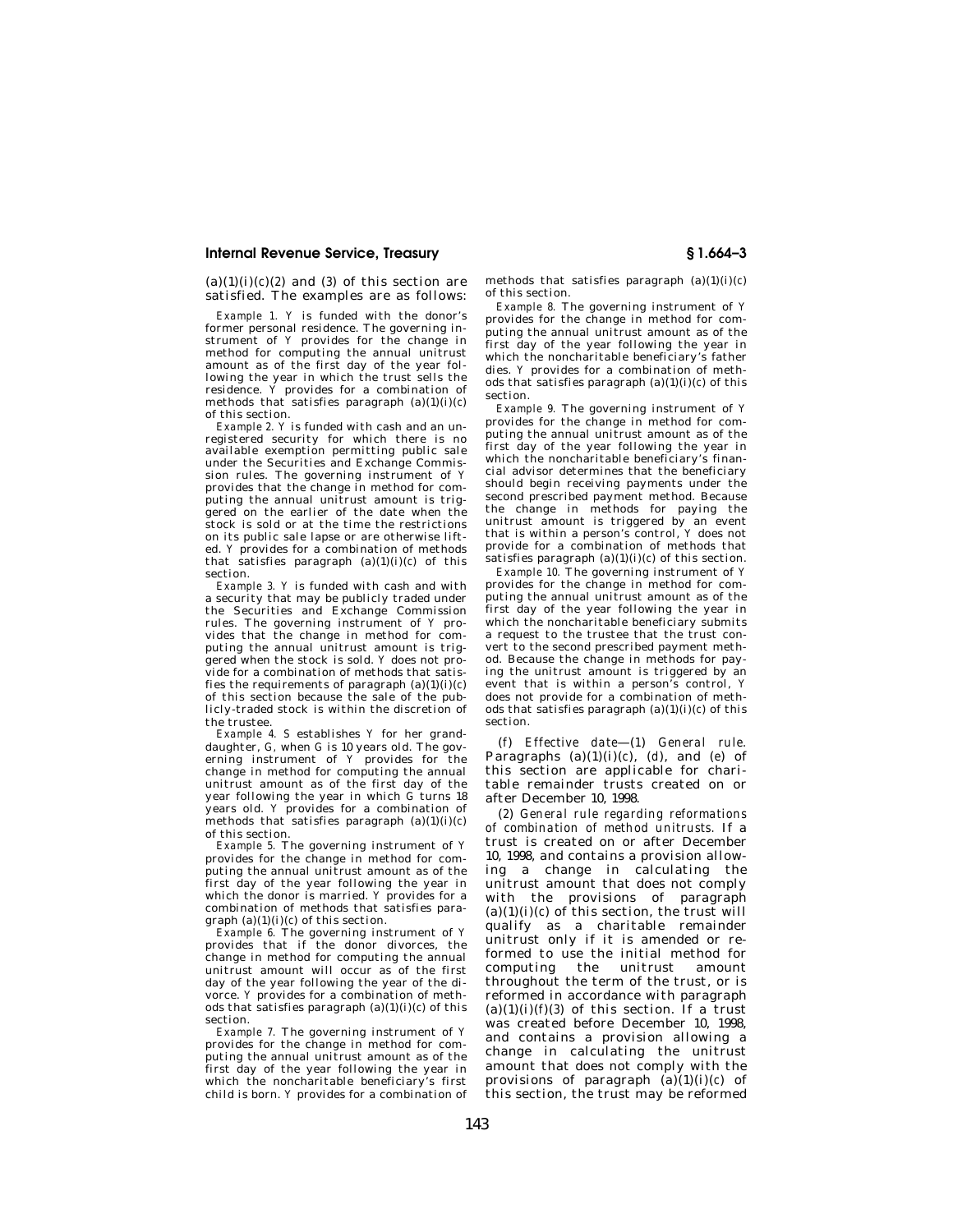(a)(1)(i)(c)(2) and (3) of this section are satisfied. The examples are as follows:

*Example 1.* Y is funded with the donor's former personal residence. The governing instrument of Y provides for the change in method for computing the annual unitrust amount as of the first day of the year following the year in which the trust sells the residence. Y provides for a combination of methods that satisfies paragraph (a)(1)(i)(c) of this section.

*Example 2.* Y is funded with cash and an unregistered security for which there is no available exemption permitting public sale under the Securities and Exchange Commission rules. The governing instrument of Y provides that the change in method for computing the annual unitrust amount is triggered on the earlier of the date when the stock is sold or at the time the restrictions on its public sale lapse or are otherwise lifted. Y provides for a combination of methods that satisfies paragraph (a)(1)(i)(c) of this section.

*Example 3.* Y is funded with cash and with a security that may be publicly traded under the Securities and Exchange Commission rules. The governing instrument of Y provides that the change in method for computing the annual unitrust amount is triggered when the stock is sold. Y does not provide for a combination of methods that satisfies the requirements of paragraph (a)(1)(i)(c) of this section because the sale of the publicly-traded stock is within the discretion of the trustee.

*Example 4.* S establishes Y for her granddaughter, G, when G is 10 years old. The governing instrument of Y provides for the change in method for computing the annual unitrust amount as of the first day of the year following the year in which G turns 18 years old. Y provides for a combination of methods that satisfies paragraph (a)(1)(i)(c) of this section.

*Example 5.* The governing instrument of Y provides for the change in method for computing the annual unitrust amount as of the first day of the year following the year in which the donor is married. Y provides for a combination of methods that satisfies paragraph (a)(1)(i)(c) of this section.

*Example 6.* The governing instrument of Y provides that if the donor divorces, the change in method for computing the annual unitrust amount will occur as of the first day of the year following the year of the divorce. Y provides for a combination of methods that satisfies paragraph (a)(1)(i)(c) of this section.

*Example 7.* The governing instrument of Y provides for the change in method for computing the annual unitrust amount as of the first day of the year following the year in which the noncharitable beneficiary's first child is born. Y provides for a combination of methods that satisfies paragraph (a)(1)(i)(c) of this section.

*Example 8.* The governing instrument of Y provides for the change in method for computing the annual unitrust amount as of the first day of the year following the year in which the noncharitable beneficiary's father dies. Y provides for a combination of methods that satisfies paragraph (a)(1)(i)(c) of this section.

*Example 9.* The governing instrument of Y provides for the change in method for computing the annual unitrust amount as of the first day of the year following the year in which the noncharitable beneficiary's financial advisor determines that the beneficiary should begin receiving payments under the second prescribed payment method. Because the change in methods for paying the unitrust amount is triggered by an event that is within a person's control, Y does not provide for a combination of methods that satisfies paragraph (a)(1)(i)(c) of this section.

*Example 10.* The governing instrument of Y provides for the change in method for computing the annual unitrust amount as of the first day of the year following the year in which the noncharitable beneficiary submits a request to the trustee that the trust convert to the second prescribed payment method. Because the change in methods for paying the unitrust amount is triggered by an event that is within a person's control, Y does not provide for a combination of methods that satisfies paragraph (a)(1)(i)(c) of this section.

(f) *Effective date*—(1) *General rule.* Paragraphs (a)(1)(i)(c), (d), and (e) of this section are applicable for charitable remainder trusts created on or after December 10, 1998.

(2) *General rule regarding reformations of combination of method unitrusts.* If a trust is created on or after December 10, 1998, and contains a provision allowing a change in calculating the unitrust amount that does not comply with the provisions of paragraph (a)(1)(i)(c) of this section, the trust will qualify as a charitable remainder unitrust only if it is amended or reformed to use the initial method for computing the unitrust amount throughout the term of the trust, or is reformed in accordance with paragraph (a)(1)(i)(f)(3) of this section. If a trust was created before December 10, 1998, and contains a provision allowing a change in calculating the unitrust amount that does not comply with the provisions of paragraph (a)(1)(i)(c) of this section, the trust may be reformed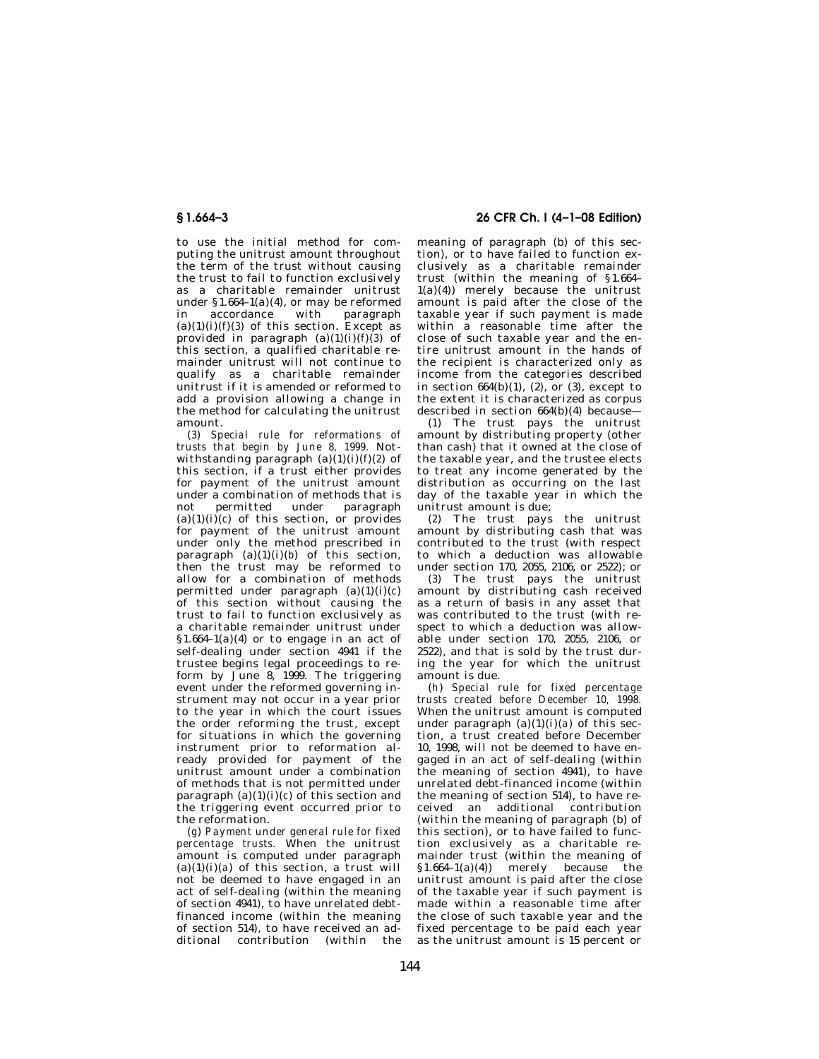to use the initial method for computing the unitrust amount throughout the term of the trust without causing the trust to fail to function exclusively as a charitable remainder unitrust under §1.664–1(a)(4), or may be reformed in accordance with paragraph (a)(1)(i)(*f*)(*3*) of this section. Except as provided in paragraph (a)(1)(i)(*f*)(*3*) of this section, a qualified charitable remainder unitrust will not continue to qualify as a charitable remainder unitrust if it is amended or reformed to add a provision allowing a change in the method for calculating the unitrust amount.

(*3*) *Special rule for reformations of trusts that begin by June 8, 1999.* Notwithstanding paragraph (a)(1)(i)(*f*)(*2*) of this section, if a trust either provides for payment of the unitrust amount under a combination of methods that is not permitted under paragraph (a)(1)(i)(*c*) of this section, or provides for payment of the unitrust amount under only the method prescribed in paragraph (a)(1)(i)(*b*) of this section, then the trust may be reformed to allow for a combination of methods permitted under paragraph (a)(1)(i)(*c*) of this section without causing the trust to fail to function exclusively as a charitable remainder unitrust under §1.664–1(a)(4) or to engage in an act of self-dealing under section 4941 if the trustee begins legal proceedings to reform by June 8, 1999. The triggering event under the reformed governing instrument may not occur in a year prior to the year in which the court issues the order reforming the trust, except for situations in which the governing instrument prior to reformation already provided for payment of the unitrust amount under a combination of methods that is not permitted under paragraph (a)(1)(i)(*c*) of this section and the triggering event occurred prior to the reformation.

(*g*) *Payment under general rule for fixed percentage trusts.* When the unitrust amount is computed under paragraph (a)(1)(i)(*a*) of this section, a trust will not be deemed to have engaged in an act of self-dealing (within the meaning of section 4941), to have unrelated debt-financed income (within the meaning of section 514), to have received an additional contribution (within the meaning of paragraph (b) of this section), or to have failed to function exclusively as a charitable remainder trust (within the meaning of §1.664–1(a)(4)) merely because the unitrust amount is paid after the close of the taxable year if such payment is made within a reasonable time after the close of such taxable year and the entire unitrust amount in the hands of the recipient is characterized only as income from the categories described in section 664(b)(1), (2), or (3), except to the extent it is characterized as corpus described in section 664(b)(4) because—

(*1*) The trust pays the unitrust amount by distributing property (other than cash) that it owned at the close of the taxable year, and the trustee elects to treat any income generated by the distribution as occurring on the last day of the taxable year in which the unitrust amount is due;

(*2*) The trust pays the unitrust amount by distributing cash that was contributed to the trust (with respect to which a deduction was allowable under section 170, 2055, 2106, or 2522); or

(*3*) The trust pays the unitrust amount by distributing cash received as a return of basis in any asset that was contributed to the trust (with respect to which a deduction was allowable under section 170, 2055, 2106, or 2522), and that is sold by the trust during the year for which the unitrust amount is due.

(*h*) *Special rule for fixed percentage trusts created before December 10, 1998.* When the unitrust amount is computed under paragraph (a)(1)(i)(*a*) of this section, a trust created before December 10, 1998, will not be deemed to have engaged in an act of self-dealing (within the meaning of section 4941), to have unrelated debt-financed income (within the meaning of section 514), to have received an additional contribution (within the meaning of paragraph (b) of this section), or to have failed to function exclusively as a charitable remainder trust (within the meaning of §1.664–1(a)(4)) merely because the unitrust amount is paid after the close of the taxable year if such payment is made within a reasonable time after the close of such taxable year and the fixed percentage to be paid each year as the unitrust amount is 15 percent or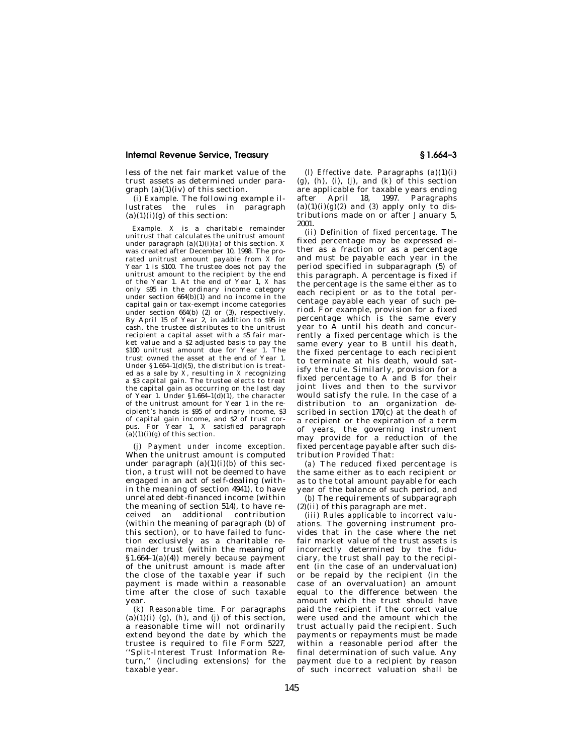less of the net fair market value of the trust assets as determined under paragraph (a)(1)(iv) of this section.

(*i*) *Example.* The following example illustrates the rules in paragraph (a)(1)(i)(*g*) of this section:

*Example.* *X* is a charitable remainder unitrust that calculates the unitrust amount under paragraph (a)(1)(i)(*a*) of this section. *X* was created after December 10, 1998. The prorated unitrust amount payable from *X* for Year 1 is $100. The trustee does not pay the unitrust amount to the recipient by the end of the Year 1. At the end of Year 1, *X* has only $95 in the ordinary income category under section 664(b)(1) and no income in the capital gain or tax-exempt income categories under section 664(b) (2) or (3), respectively. By April 15 of Year 2, in addition to $95 in cash, the trustee distributes to the unitrust recipient a capital asset with a $5 fair market value and a $2 adjusted basis to pay the $100 unitrust amount due for Year 1. The trust owned the asset at the end of Year 1. Under §1.664–1(d)(5), the distribution is treated as a sale by *X*, resulting in *X* recognizing a $3 capital gain. The trustee elects to treat the capital gain as occurring on the last day of Year 1. Under §1.664–1(d)(1), the character of the unitrust amount for Year 1 in the recipient's hands is $95 of ordinary income, $3 of capital gain income, and $2 of trust corpus. For Year 1, *X* satisfied paragraph (a)(1)(i)(*g*) of this section.

(*j*) *Payment under income exception.* When the unitrust amount is computed under paragraph (a)(1)(i)(*b*) of this section, a trust will not be deemed to have engaged in an act of self-dealing (within the meaning of section 4941), to have unrelated debt-financed income (within the meaning of section 514), to have received an additional contribution (within the meaning of paragraph (b) of this section), or to have failed to function exclusively as a charitable remainder trust (within the meaning of §1.664–1(a)(4)) merely because payment of the unitrust amount is made after the close of the taxable year if such payment is made within a reasonable time after the close of such taxable year.

(*k*) *Reasonable time.* For paragraphs (a)(1)(i) (*g*), (*h*), and (*j*) of this section, a reasonable time will not ordinarily extend beyond the date by which the trustee is required to file Form 5227, ''Split-Interest Trust Information Return,'' (including extensions) for the taxable year.

(*l*) *Effective date.* Paragraphs (a)(1)(i) (*g*), (*h*), (*i*), (*j*), and (*k*) of this section are applicable for taxable years ending after April 18, 1997. Paragraphs (a)(1)(i)(*g*)(*2*) and (*3*) apply only to distributions made on or after January 5, 2001.

(ii) *Definition of fixed percentage.* The fixed percentage may be expressed either as a fraction or as a percentage and must be payable each year in the period specified in subparagraph (5) of this paragraph. A percentage is fixed if the percentage is the same either as to each recipient or as to the total percentage payable each year of such period. For example, provision for a fixed percentage which is the same every year to A until his death and concurrently a fixed percentage which is the same every year to B until his death, the fixed percentage to each recipient to terminate at his death, would satisfy the rule. Similarly, provision for a fixed percentage to A and B for their joint lives and then to the survivor would satisfy the rule. In the case of a distribution to an organization described in section 170(c) at the death of a recipient or the expiration of a term of years, the governing instrument may provide for a reduction of the fixed percentage payable after such distribution *Provided* That:

(*a*) The reduced fixed percentage is the same either as to each recipient or as to the total amount payable for each year of the balance of such period, and

(*b*) The requirements of subparagraph (2)(ii) of this paragraph are met.

(iii) *Rules applicable to incorrect valuations.* The governing instrument provides that in the case where the net fair market value of the trust assets is incorrectly determined by the fiduciary, the trust shall pay to the recipient (in the case of an undervaluation) or be repaid by the recipient (in the case of an overvaluation) an amount equal to the difference between the amount which the trust should have paid the recipient if the correct value were used and the amount which the trust actually paid the recipient. Such payments or repayments must be made within a reasonable period after the final determination of such value. Any payment due to a recipient by reason of such incorrect valuation shall be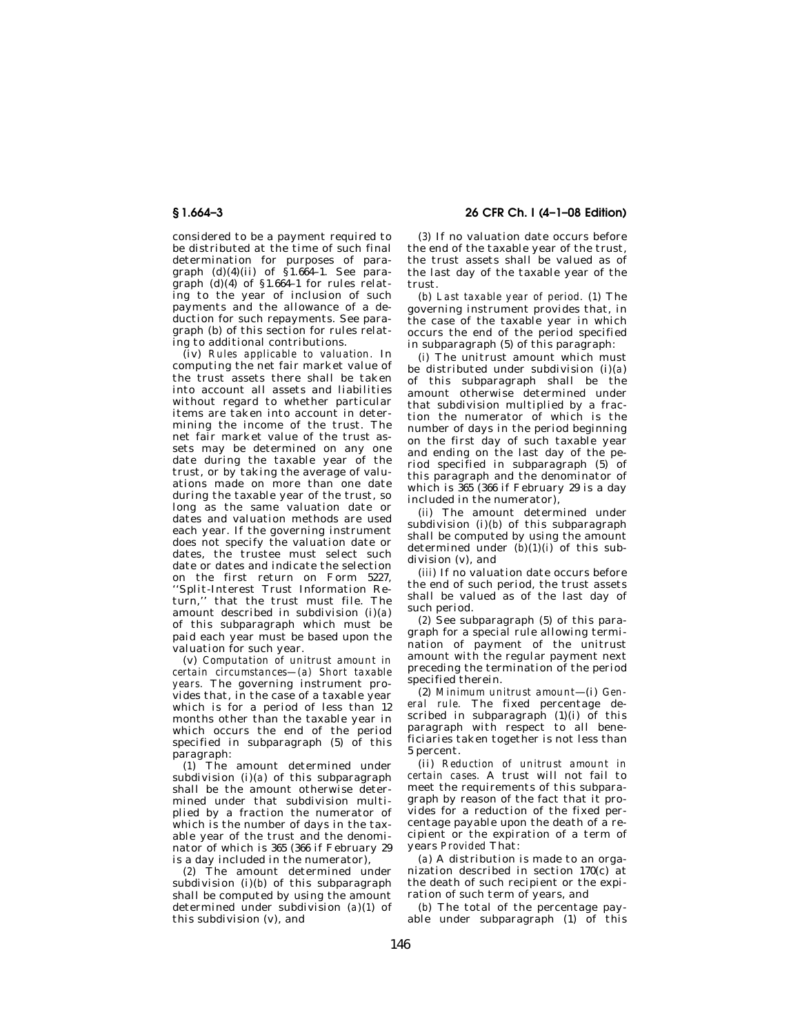considered to be a payment required to be distributed at the time of such final determination for purposes of paragraph (d)(4)(ii) of §1.664–1. See paragraph (d)(4) of §1.664–1 for rules relating to the year of inclusion of such payments and the allowance of a deduction for such repayments. See paragraph (b) of this section for rules relating to additional contributions.

(iv) *Rules applicable to valuation.* In computing the net fair market value of the trust assets there shall be taken into account all assets and liabilities without regard to whether particular items are taken into account in determining the income of the trust. The net fair market value of the trust assets may be determined on any one date during the taxable year of the trust, or by taking the average of valuations made on more than one date during the taxable year of the trust, so long as the same valuation date or dates and valuation methods are used each year. If the governing instrument does not specify the valuation date or dates, the trustee must select such date or dates and indicate the selection on the first return on Form 5227, ''Split-Interest Trust Information Return,'' that the trust must file. The amount described in subdivision (i)(*a*) of this subparagraph which must be paid each year must be based upon the valuation for such year.

(v) *Computation of unitrust amount in certain circumstances*—(*a*) *Short taxable years.* The governing instrument provides that, in the case of a taxable year which is for a period of less than 12 months other than the taxable year in which occurs the end of the period specified in subparagraph (5) of this paragraph:

(*1*) The amount determined under subdivision (i)(*a*) of this subparagraph shall be the amount otherwise determined under that subdivision multiplied by a fraction the numerator of which is the number of days in the taxable year of the trust and the denominator of which is 365 (366 if February 29 is a day included in the numerator),

(*2*) The amount determined under subdivision (i)(*b*) of this subparagraph shall be computed by using the amount determined under subdivision (*a*)(*1*) of this subdivision (v), and

(*3*) If no valuation date occurs before the end of the taxable year of the trust, the trust assets shall be valued as of the last day of the taxable year of the trust.

(*b*) *Last taxable year of period.* (*1*) The governing instrument provides that, in the case of the taxable year in which occurs the end of the period specified in subparagraph (5) of this paragraph:

(*i*) The unitrust amount which must be distributed under subdivision (i)(*a*) of this subparagraph shall be the amount otherwise determined under that subdivision multiplied by a fraction the numerator of which is the number of days in the period beginning on the first day of such taxable year and ending on the last day of the period specified in subparagraph (5) of this paragraph and the denominator of which is 365 (366 if February 29 is a day included in the numerator),

(*ii*) The amount determined under subdivision (i)(*b*) of this subparagraph shall be computed by using the amount determined under (*b*)(*1*)(*i*) of this subdivision (v), and

(*iii*) If no valuation date occurs before the end of such period, the trust assets shall be valued as of the last day of such period.

(*2*) See subparagraph (5) of this paragraph for a special rule allowing termination of payment of the unitrust amount with the regular payment next preceding the termination of the period specified therein.

(2) *Minimum unitrust amount*—(i) *General rule.* The fixed percentage described in subparagraph (1)(i) of this paragraph with respect to all beneficiaries taken together is not less than 5 percent.

(ii) *Reduction of unitrust amount in certain cases.* A trust will not fail to meet the requirements of this subparagraph by reason of the fact that it provides for a reduction of the fixed percentage payable upon the death of a recipient or the expiration of a term of years *Provided* That:

(*a*) A distribution is made to an organization described in section 170(c) at the death of such recipient or the expiration of such term of years, and

(*b*) The total of the percentage payable under subparagraph (1) of this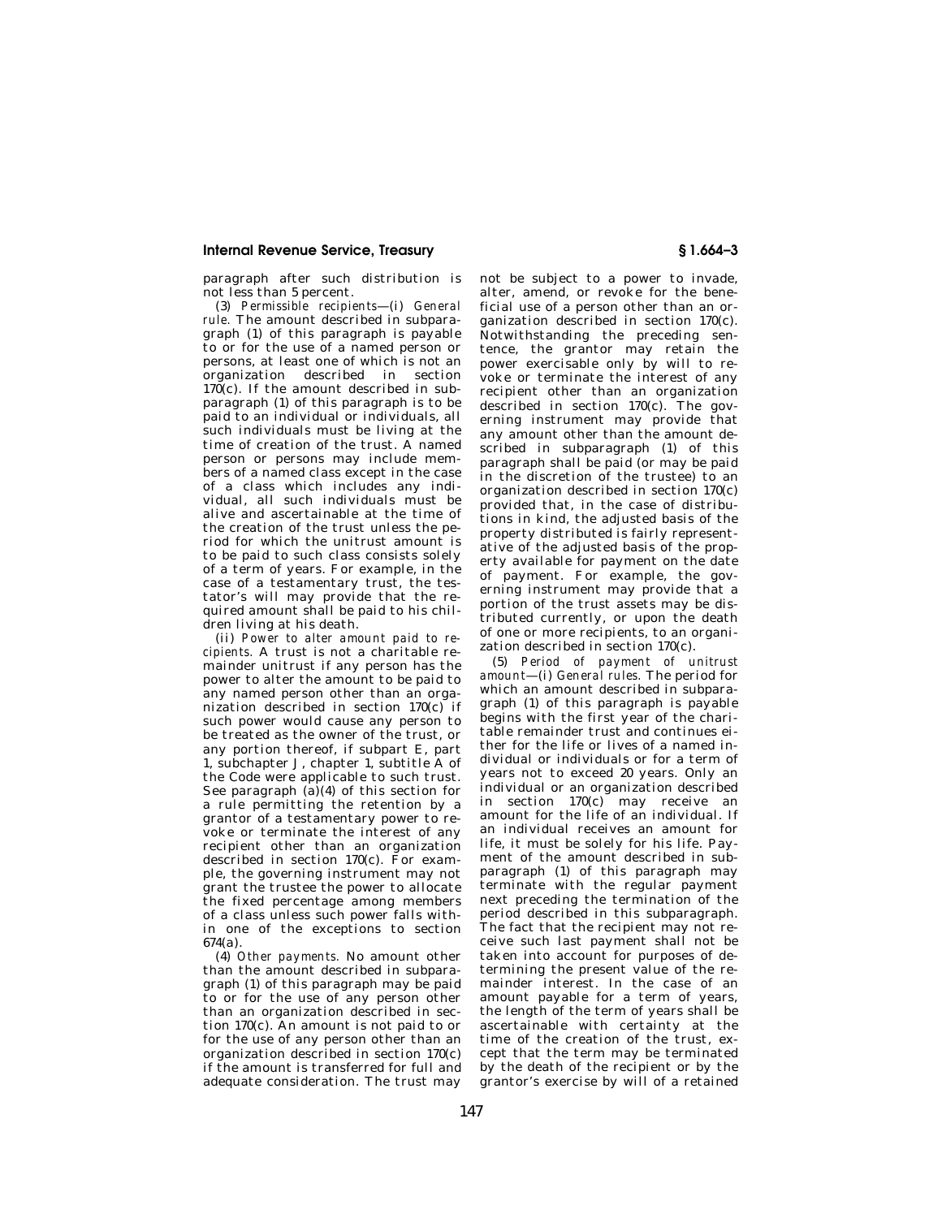paragraph after such distribution is not less than 5 percent.

(3) *Permissible recipients*—(i) *General rule.* The amount described in subparagraph (1) of this paragraph is payable to or for the use of a named person or persons, at least one of which is not an organization described in section 170(c). If the amount described in subparagraph (1) of this paragraph is to be paid to an individual or individuals, all such individuals must be living at the time of creation of the trust. A named person or persons may include members of a named class except in the case of a class which includes any individual, all such individuals must be alive and ascertainable at the time of the creation of the trust unless the period for which the unitrust amount is to be paid to such class consists solely of a term of years. For example, in the case of a testamentary trust, the testator's will may provide that the required amount shall be paid to his children living at his death.

(ii) *Power to alter amount paid to recipients.* A trust is not a charitable remainder unitrust if any person has the power to alter the amount to be paid to any named person other than an organization described in section 170(c) if such power would cause any person to be treated as the owner of the trust, or any portion thereof, if subpart E, part 1, subchapter J, chapter 1, subtitle A of the Code were applicable to such trust. See paragraph (a)(4) of this section for a rule permitting the retention by a grantor of a testamentary power to revoke or terminate the interest of any recipient other than an organization described in section 170(c). For example, the governing instrument may not grant the trustee the power to allocate the fixed percentage among members of a class unless such power falls within one of the exceptions to section 674(a).

(4) *Other payments.* No amount other than the amount described in subparagraph (1) of this paragraph may be paid to or for the use of any person other than an organization described in section 170(c). An amount is not paid to or for the use of any person other than an organization described in section 170(c) if the amount is transferred for full and adequate consideration. The trust may not be subject to a power to invade, alter, amend, or revoke for the beneficial use of a person other than an organization described in section 170(c). Notwithstanding the preceding sentence, the grantor may retain the power exercisable only by will to revoke or terminate the interest of any recipient other than an organization described in section 170(c). The governing instrument may provide that any amount other than the amount described in subparagraph (1) of this paragraph shall be paid (or may be paid in the discretion of the trustee) to an organization described in section 170(c) provided that, in the case of distributions in kind, the adjusted basis of the property distributed is fairly representative of the adjusted basis of the property available for payment on the date of payment. For example, the governing instrument may provide that a portion of the trust assets may be distributed currently, or upon the death of one or more recipients, to an organization described in section 170(c).

(5) *Period of payment of unitrust amount*—(i) *General rules.* The period for which an amount described in subparagraph (1) of this paragraph is payable begins with the first year of the charitable remainder trust and continues either for the life or lives of a named individual or individuals or for a term of years not to exceed 20 years. Only an individual or an organization described in section 170(c) may receive an amount for the life of an individual. If an individual receives an amount for life, it must be solely for his life. Payment of the amount described in subparagraph (1) of this paragraph may terminate with the regular payment next preceding the termination of the period described in this subparagraph. The fact that the recipient may not receive such last payment shall not be taken into account for purposes of determining the present value of the remainder interest. In the case of an amount payable for a term of years, the length of the term of years shall be ascertainable with certainty at the time of the creation of the trust, except that the term may be terminated by the death of the recipient or by the grantor's exercise by will of a retained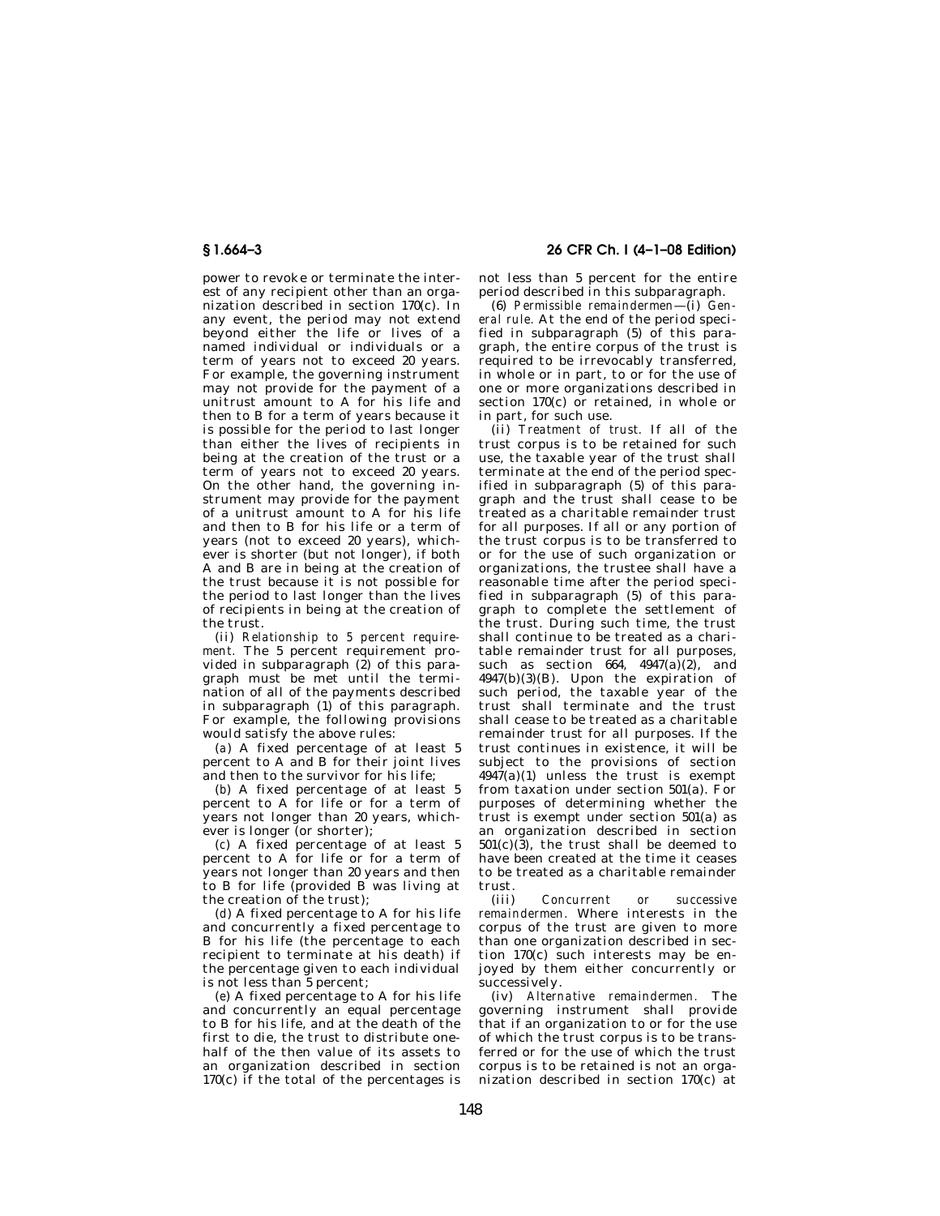power to revoke or terminate the interest of any recipient other than an organization described in section 170(c). In any event, the period may not extend beyond either the life or lives of a named individual or individuals or a term of years not to exceed 20 years. For example, the governing instrument may not provide for the payment of a unitrust amount to A for his life and then to B for a term of years because it is possible for the period to last longer than either the lives of recipients in being at the creation of the trust or a term of years not to exceed 20 years. On the other hand, the governing instrument may provide for the payment of a unitrust amount to A for his life and then to B for his life or a term of years (not to exceed 20 years), whichever is shorter (but not longer), if both A and B are in being at the creation of the trust because it is not possible for the period to last longer than the lives of recipients in being at the creation of the trust.

(ii) *Relationship to 5 percent requirement.* The 5 percent requirement provided in subparagraph (2) of this paragraph must be met until the termination of all of the payments described in subparagraph (1) of this paragraph. For example, the following provisions would satisfy the above rules:

(*a*) A fixed percentage of at least 5 percent to A and B for their joint lives and then to the survivor for his life;

(*b*) A fixed percentage of at least 5 percent to A for life or for a term of years not longer than 20 years, whichever is longer (or shorter);

(*c*) A fixed percentage of at least 5 percent to A for life or for a term of years not longer than 20 years and then to B for life (provided B was living at the creation of the trust);

(*d*) A fixed percentage to A for his life and concurrently a fixed percentage to B for his life (the percentage to each recipient to terminate at his death) if the percentage given to each individual is not less than 5 percent;

(*e*) A fixed percentage to A for his life and concurrently an equal percentage to B for his life, and at the death of the first to die, the trust to distribute one-half of the then value of its assets to an organization described in section 170(c) if the total of the percentages is not less than 5 percent for the entire period described in this subparagraph.

(6) *Permissible remaindermen*—(i) *General rule.* At the end of the period specified in subparagraph (5) of this paragraph, the entire corpus of the trust is required to be irrevocably transferred, in whole or in part, to or for the use of one or more organizations described in section 170(c) or retained, in whole or in part, for such use.

(ii) *Treatment of trust.* If all of the trust corpus is to be retained for such use, the taxable year of the trust shall terminate at the end of the period specified in subparagraph (5) of this paragraph and the trust shall cease to be treated as a charitable remainder trust for all purposes. If all or any portion of the trust corpus is to be transferred to or for the use of such organization or organizations, the trustee shall have a reasonable time after the period specified in subparagraph (5) of this paragraph to complete the settlement of the trust. During such time, the trust shall continue to be treated as a charitable remainder trust for all purposes, such as section 664, 4947(a)(2), and 4947(b)(3)(B). Upon the expiration of such period, the taxable year of the trust shall terminate and the trust shall cease to be treated as a charitable remainder trust for all purposes. If the trust continues in existence, it will be subject to the provisions of section 4947(a)(1) unless the trust is exempt from taxation under section 501(a). For purposes of determining whether the trust is exempt under section 501(a) as an organization described in section 501(c)(3), the trust shall be deemed to have been created at the time it ceases to be treated as a charitable remainder trust.

(iii) *Concurrent or successive remaindermen.* Where interests in the corpus of the trust are given to more than one organization described in section 170(c) such interests may be enjoyed by them either concurrently or successively.

(iv) *Alternative remaindermen.* The governing instrument shall provide that if an organization to or for the use of which the trust corpus is to be transferred or for the use of which the trust corpus is to be retained is not an organization described in section 170(c) at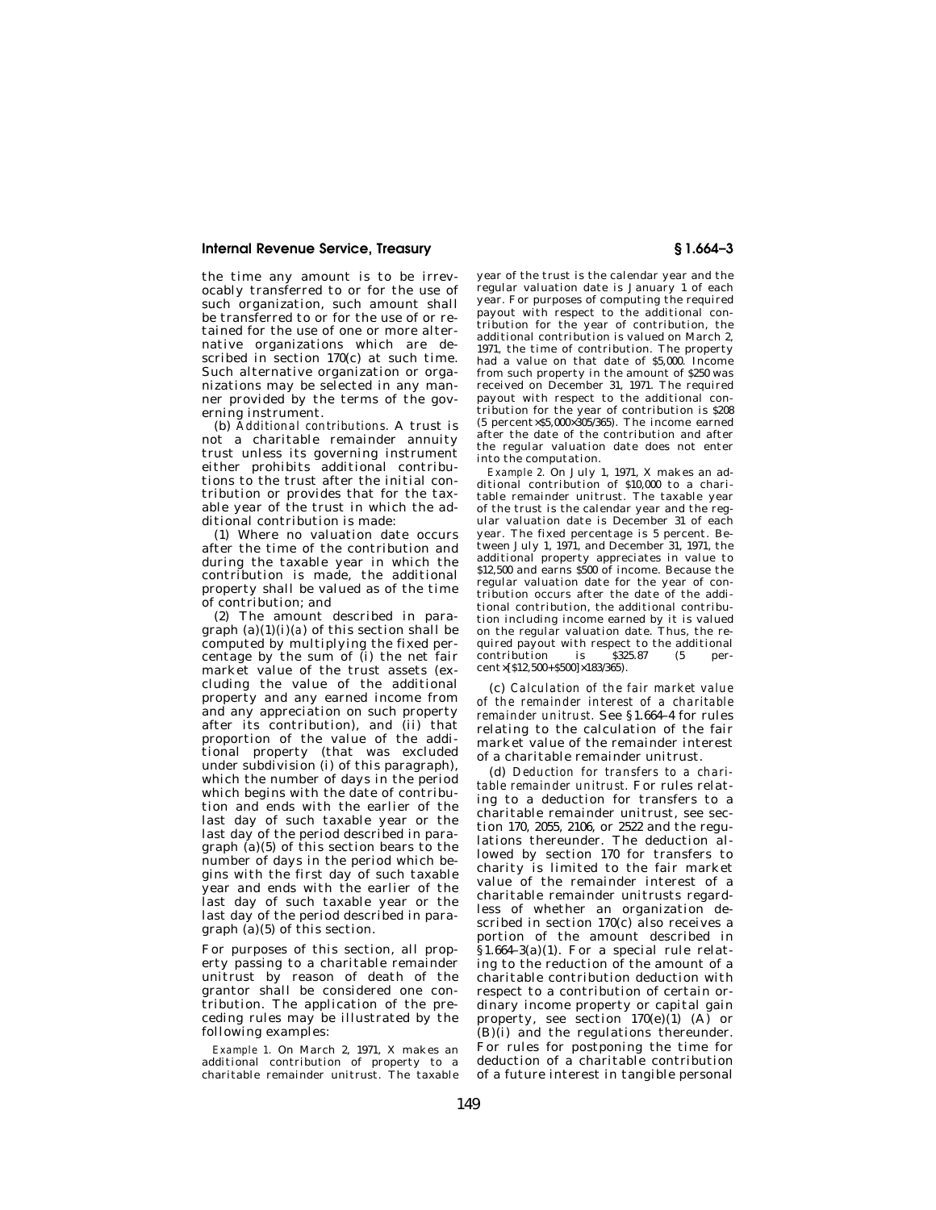the time any amount is to be irrevocably transferred to or for the use of such organization, such amount shall be transferred to or for the use of or retained for the use of one or more alternative organizations which are described in section 170(c) at such time. Such alternative organization or organizations may be selected in any manner provided by the terms of the governing instrument.

(b) *Additional contributions.* A trust is not a charitable remainder annuity trust unless its governing instrument either prohibits additional contributions to the trust after the initial contribution or provides that for the taxable year of the trust in which the additional contribution is made:

(1) Where no valuation date occurs after the time of the contribution and during the taxable year in which the contribution is made, the additional property shall be valued as of the time of contribution; and

(2) The amount described in paragraph (a)(1)(i)(*a*) of this section shall be computed by multiplying the fixed percentage by the sum of (i) the net fair market value of the trust assets (excluding the value of the additional property and any earned income from and any appreciation on such property after its contribution), and (ii) that proportion of the value of the additional property (that was excluded under subdivision (i) of this paragraph), which the number of days in the period which begins with the date of contribution and ends with the earlier of the last day of such taxable year or the last day of the period described in paragraph (a)(5) of this section bears to the number of days in the period which begins with the first day of such taxable year and ends with the earlier of the last day of such taxable year or the last day of the period described in paragraph (a)(5) of this section.

For purposes of this section, all property passing to a charitable remainder unitrust by reason of death of the grantor shall be considered one contribution. The application of the preceding rules may be illustrated by the following examples:

*Example 1.* On March 2, 1971, X makes an additional contribution of property to a charitable remainder unitrust. The taxable year of the trust is the calendar year and the regular valuation date is January 1 of each year. For purposes of computing the required payout with respect to the additional contribution for the year of contribution, the additional contribution is valued on March 2, 1971, the time of contribution. The property had a value on that date of $5,000. Income from such property in the amount of $250 was received on December 31, 1971. The required payout with respect to the additional contribution for the year of contribution is $208 (5 percent×$5,000×305/365). The income earned after the date of the contribution and after the regular valuation date does not enter into the computation.

*Example 2.* On July 1, 1971, X makes an additional contribution of $10,000 to a charitable remainder unitrust. The taxable year of the trust is the calendar year and the regular valuation date is December 31 of each year. The fixed percentage is 5 percent. Between July 1, 1971, and December 31, 1971, the additional property appreciates in value to $12,500 and earns $500 of income. Because the regular valuation date for the year of contribution occurs after the date of the additional contribution, the additional contribution including income earned by it is valued on the regular valuation date. Thus, the required payout with respect to the additional contribution is $325.87 (5 percent×[$12,500+$500]×183/365).

(c) *Calculation of the fair market value of the remainder interest of a charitable remainder unitrust.* See §1.664–4 for rules relating to the calculation of the fair market value of the remainder interest of a charitable remainder unitrust.

(d) *Deduction for transfers to a charitable remainder unitrust.* For rules relating to a deduction for transfers to a charitable remainder unitrust, see section 170, 2055, 2106, or 2522 and the regulations thereunder. The deduction allowed by section 170 for transfers to charity is limited to the fair market value of the remainder interest of a charitable remainder unitrusts regardless of whether an organization described in section 170(c) also receives a portion of the amount described in §1.664–3(a)(1). For a special rule relating to the reduction of the amount of a charitable contribution deduction with respect to a contribution of certain ordinary income property or capital gain property, see section 170(e)(1) (A) or (B)(i) and the regulations thereunder. For rules for postponing the time for deduction of a charitable contribution of a future interest in tangible personal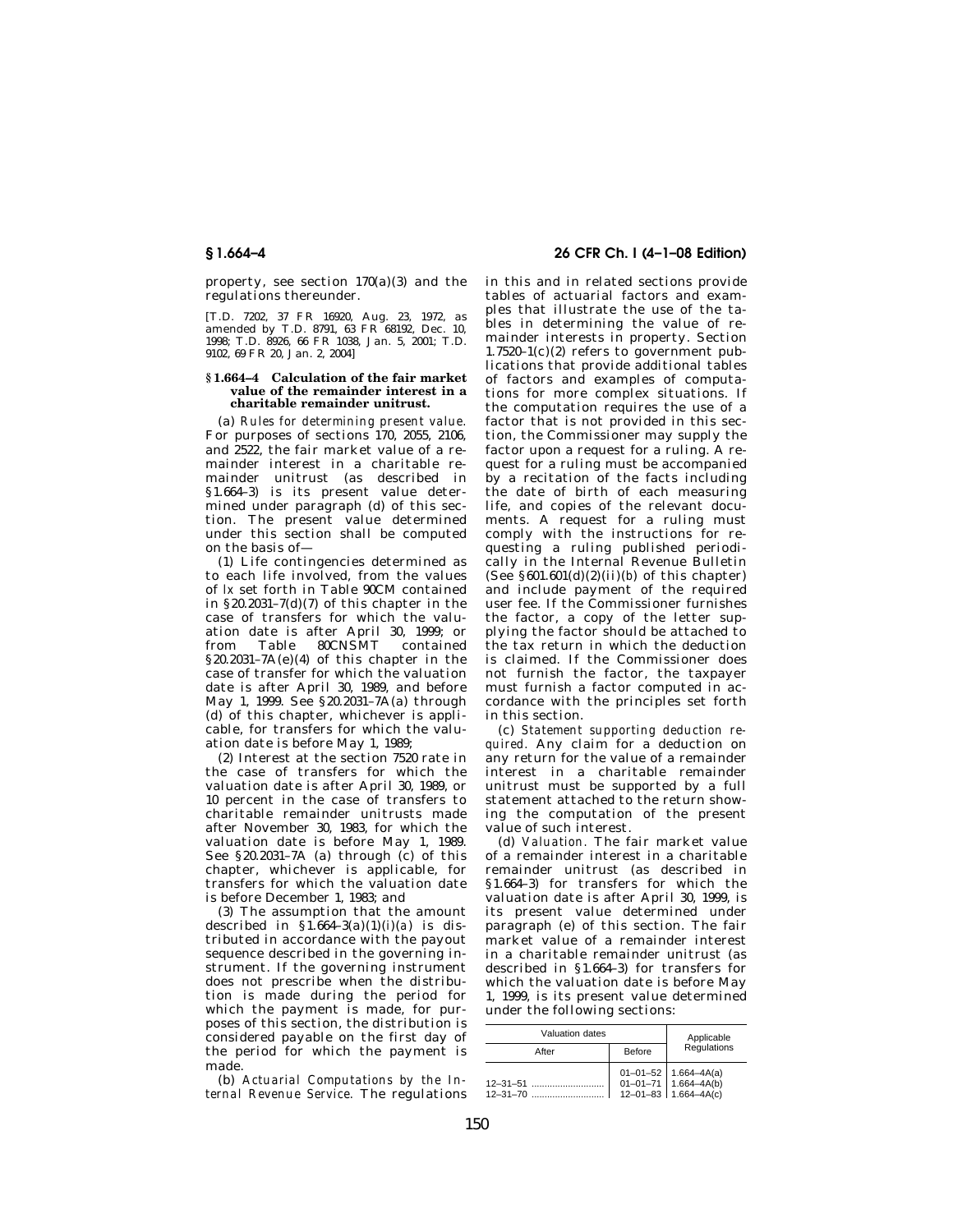property, see section 170(a)(3) and the regulations thereunder.

[T.D. 7202, 37 FR 16920, Aug. 23, 1972, as amended by T.D. 8791, 63 FR 68192, Dec. 10, 1998; T.D. 8926, 66 FR 1038, Jan. 5, 2001; T.D. 9102, 69 FR 20, Jan. 2, 2004]

### § 1.664–4 Calculation of the fair market value of the remainder interest in a charitable remainder unitrust.

(a) *Rules for determining present value.* For purposes of sections 170, 2055, 2106, and 2522, the fair market value of a remainder interest in a charitable remainder unitrust (as described in §1.664–3) is its present value determined under paragraph (d) of this section. The present value determined under this section shall be computed on the basis of—

(1) Life contingencies determined as to each life involved, from the values of *lx* set forth in Table 90CM contained in §20.2031–7(d)(7) of this chapter in the case of transfers for which the valuation date is after April 30, 1999; or from Table 80CNSMT contained §20.2031–7A(e)(4) of this chapter in the case of transfer for which the valuation date is after April 30, 1989, and before May 1, 1999. See §20.2031–7A(a) through (d) of this chapter, whichever is applicable, for transfers for which the valuation date is before May 1, 1989;

(2) Interest at the section 7520 rate in the case of transfers for which the valuation date is after April 30, 1989, or 10 percent in the case of transfers to charitable remainder unitrusts made after November 30, 1983, for which the valuation date is before May 1, 1989. See §20.2031–7A (a) through (c) of this chapter, whichever is applicable, for transfers for which the valuation date is before December 1, 1983; and

(3) The assumption that the amount described in §1.664–3(a)(1)(i)(*a*) is distributed in accordance with the payout sequence described in the governing instrument. If the governing instrument does not prescribe when the distribution is made during the period for which the payment is made, for purposes of this section, the distribution is considered payable on the first day of the period for which the payment is made.

(b) *Actuarial Computations by the Internal Revenue Service.* The regulations in this and in related sections provide tables of actuarial factors and examples that illustrate the use of the tables in determining the value of remainder interests in property. Section 1.7520–1(c)(2) refers to government publications that provide additional tables of factors and examples of computations for more complex situations. If the computation requires the use of a factor that is not provided in this section, the Commissioner may supply the factor upon a request for a ruling. A request for a ruling must be accompanied by a recitation of the facts including the date of birth of each measuring life, and copies of the relevant documents. A request for a ruling must comply with the instructions for requesting a ruling published periodically in the Internal Revenue Bulletin (See §601.601(d)(2)(ii)(*b*) of this chapter) and include payment of the required user fee. If the Commissioner furnishes the factor, a copy of the letter supplying the factor should be attached to the tax return in which the deduction is claimed. If the Commissioner does not furnish the factor, the taxpayer must furnish a factor computed in accordance with the principles set forth in this section.

(c) *Statement supporting deduction required.* Any claim for a deduction on any return for the value of a remainder interest in a charitable remainder unitrust must be supported by a full statement attached to the return showing the computation of the present value of such interest.

(d) *Valuation.* The fair market value of a remainder interest in a charitable remainder unitrust (as described in §1.664–3) for transfers for which the valuation date is after April 30, 1999, is its present value determined under paragraph (e) of this section. The fair market value of a remainder interest in a charitable remainder unitrust (as described in §1.664–3) for transfers for which the valuation date is before May 1, 1999, is its present value determined under the following sections:

| Valuation dates | | Applicable Regulations |
|---|---|---|
| After | Before | |
| | 01–01–52 | 1.664–4A(a) |
| 12–31–51 | 01–01–71 | 1.664–4A(b) |
| 12–31–70 | 12–01–83 | 1.664–4A(c) |